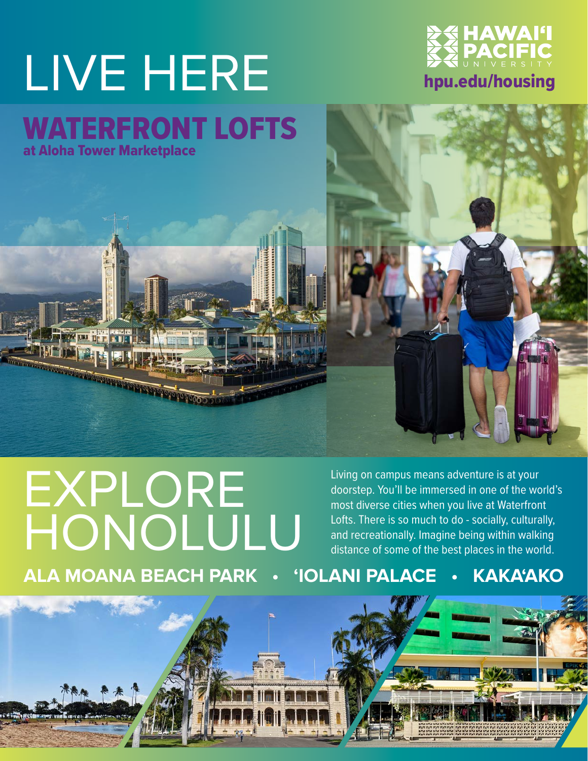# LIVE HERE

HAWAIʻI PACIFIC UNIVERSITY

hpu.edu/housing

## WATERFRONT LOFTS

**at Aloha Tower Marketplace**

# EXPLORE HONOLULU

Living on campus means adventure is at your doorstep. You'll be immersed in one of the world's most diverse cities when you live at Waterfront Lofts. There is so much to do - socially, culturally, and recreationally. Imagine being within walking distance of some of the best places in the world.

**ALA MOANA BEACH PARK • ʻIOLANI PALACE • KAKAʻAKO**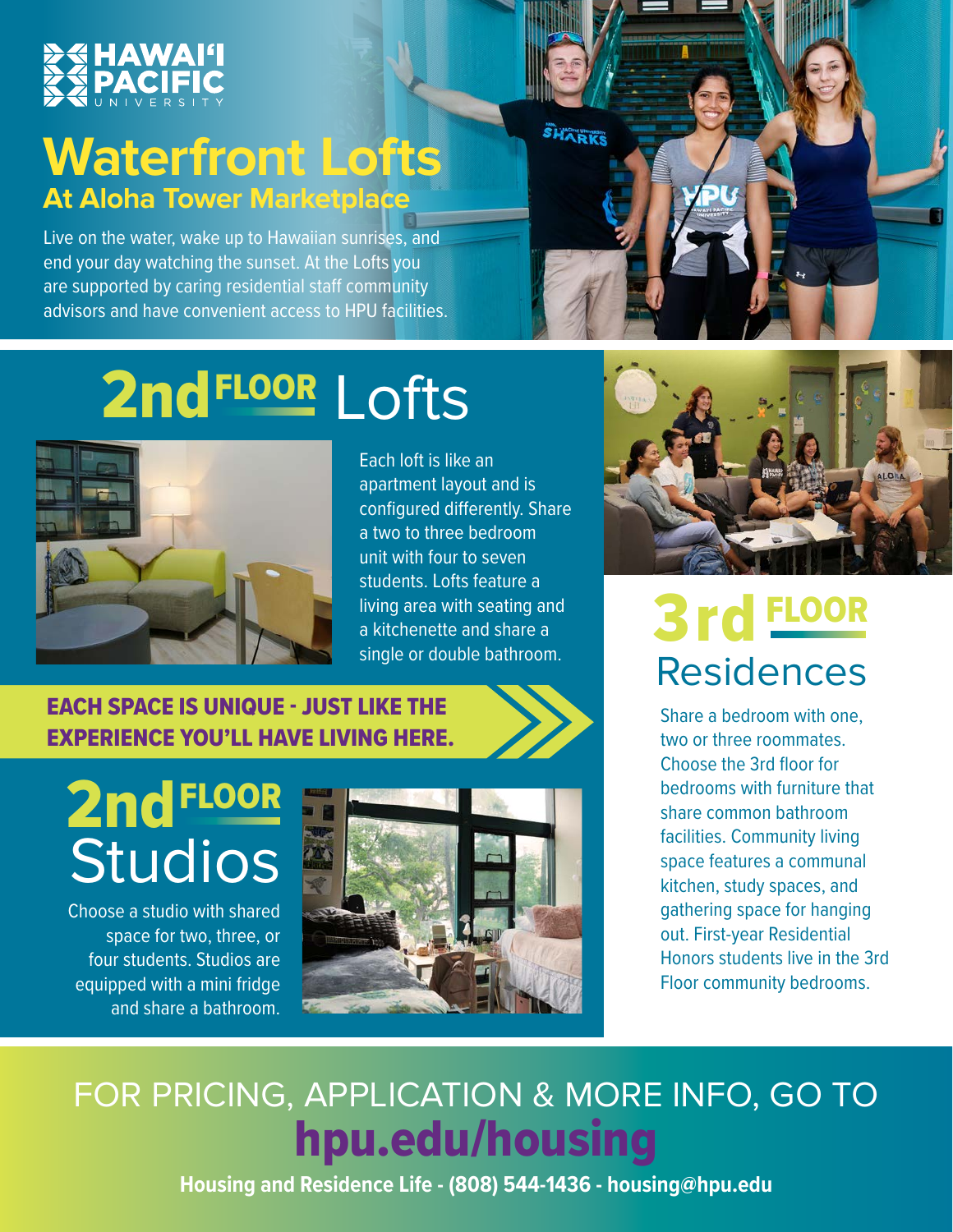HAWAIʻI PACIFIC UNIVERSITY

# Waterfront Lofts

## At Aloha Tower Marketplace

Live on the water, wake up to Hawaiian sunrises, and end your day watching the sunset. At the Lofts you are supported by caring residential staff community advisors and have convenient access to HPU facilities.

## 2nd FLOOR Lofts

Each loft is like an apartment layout and is configured differently. Share a two to three bedroom unit with four to seven students. Lofts feature a living area with seating and a kitchenette and share a single or double bathroom.

**EACH SPACE IS UNIQUE - JUST LIKE THE EXPERIENCE YOU'LL HAVE LIVING HERE.**

## 2nd FLOOR Studios

Choose a studio with shared space for two, three, or four students. Studios are equipped with a mini fridge and share a bathroom.

## 3rd FLOOR Residences

Share a bedroom with one, two or three roommates. Choose the 3rd floor for bedrooms with furniture that share common bathroom facilities. Community living space features a communal kitchen, study spaces, and gathering space for hanging out. First-year Residential Honors students live in the 3rd Floor community bedrooms.

FOR PRICING, APPLICATION & MORE INFO, GO TO

**hpu.edu/housing**

**Housing and Residence Life - (808) 544-1436 - housing@hpu.edu**